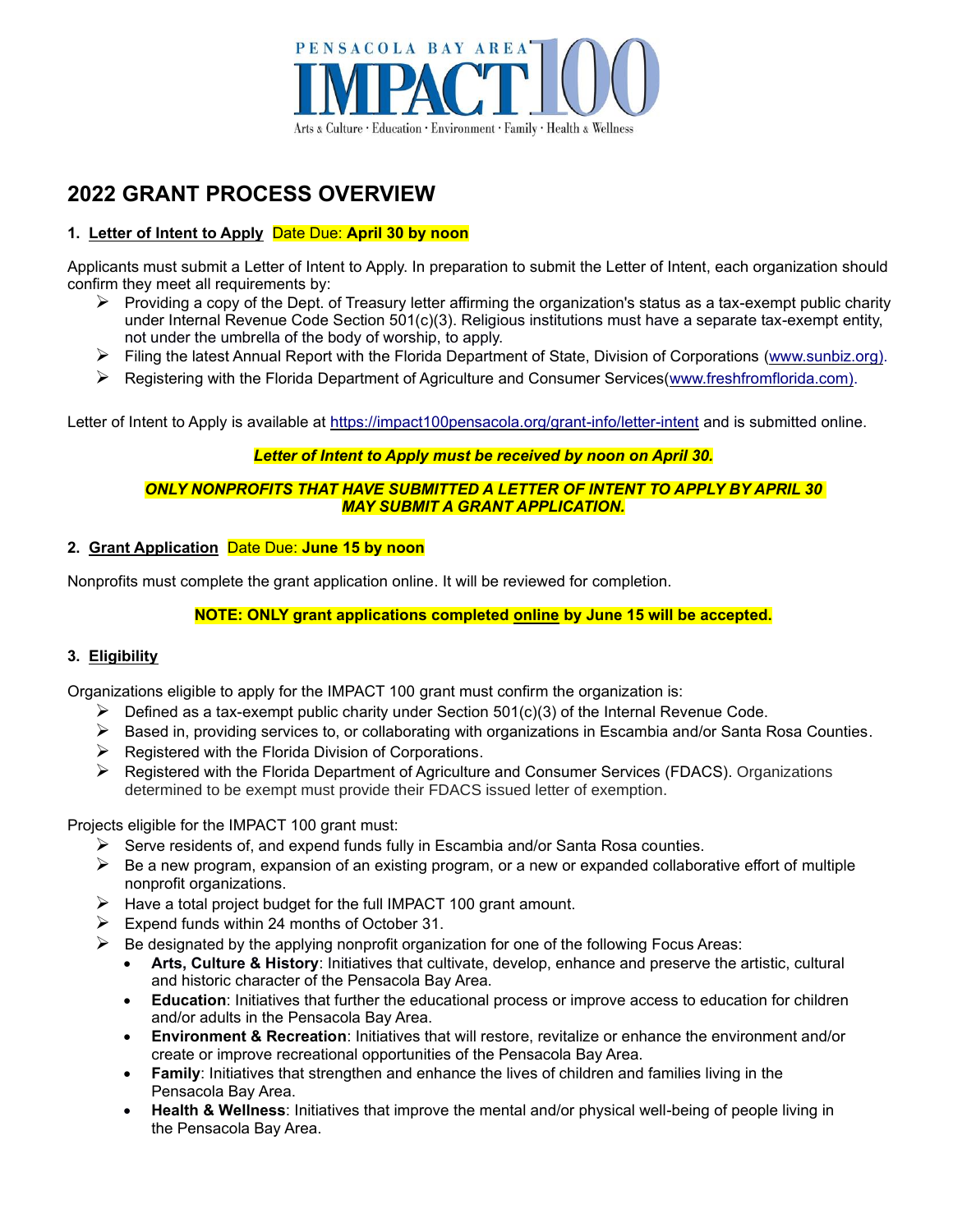PENSACOLA BAY AREA IMPACT 100

Arts & Culture · Education · Environment · Family · Health & Wellness

# 2022 GRANT PROCESS OVERVIEW

### 1. Letter of Intent to Apply Date Due: **April 30 by noon**

Applicants must submit a Letter of Intent to Apply. In preparation to submit the Letter of Intent, each organization should confirm they meet all requirements by:

- Providing a copy of the Dept. of Treasury letter affirming the organization's status as a tax-exempt public charity under Internal Revenue Code Section 501(c)(3). Religious institutions must have a separate tax-exempt entity, not under the umbrella of the body of worship, to apply.
- Filing the latest Annual Report with the Florida Department of State, Division of Corporations (www.sunbiz.org).
- Registering with the Florida Department of Agriculture and Consumer Services(www.freshfromflorida.com).

Letter of Intent to Apply is available at https://impact100pensacola.org/grant-info/letter-intent and is submitted online.

***Letter of Intent to Apply must be received by noon on April 30.***

***ONLY NONPROFITS THAT HAVE SUBMITTED A LETTER OF INTENT TO APPLY BY APRIL 30 MAY SUBMIT A GRANT APPLICATION.***

### 2. Grant Application Date Due: **June 15 by noon**

Nonprofits must complete the grant application online. It will be reviewed for completion.

**NOTE: ONLY grant applications completed online by June 15 will be accepted.**

### 3. Eligibility

Organizations eligible to apply for the IMPACT 100 grant must confirm the organization is:

- Defined as a tax-exempt public charity under Section 501(c)(3) of the Internal Revenue Code.
- Based in, providing services to, or collaborating with organizations in Escambia and/or Santa Rosa Counties.
- Registered with the Florida Division of Corporations.
- Registered with the Florida Department of Agriculture and Consumer Services (FDACS). Organizations determined to be exempt must provide their FDACS issued letter of exemption.

Projects eligible for the IMPACT 100 grant must:

- Serve residents of, and expend funds fully in Escambia and/or Santa Rosa counties.
- Be a new program, expansion of an existing program, or a new or expanded collaborative effort of multiple nonprofit organizations.
- Have a total project budget for the full IMPACT 100 grant amount.
- Expend funds within 24 months of October 31.
- Be designated by the applying nonprofit organization for one of the following Focus Areas:
  - **Arts, Culture & History**: Initiatives that cultivate, develop, enhance and preserve the artistic, cultural and historic character of the Pensacola Bay Area.
  - **Education**: Initiatives that further the educational process or improve access to education for children and/or adults in the Pensacola Bay Area.
  - **Environment & Recreation**: Initiatives that will restore, revitalize or enhance the environment and/or create or improve recreational opportunities of the Pensacola Bay Area.
  - **Family**: Initiatives that strengthen and enhance the lives of children and families living in the Pensacola Bay Area.
  - **Health & Wellness**: Initiatives that improve the mental and/or physical well-being of people living in the Pensacola Bay Area.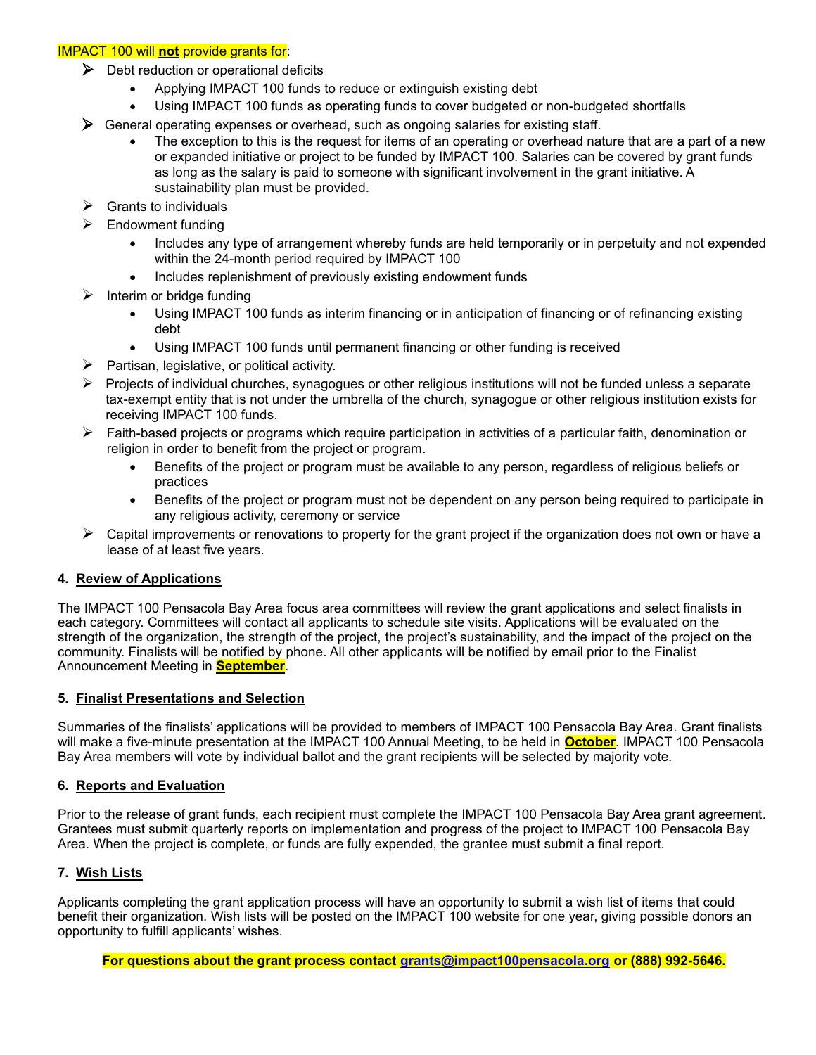IMPACT 100 will **not** provide grants for:

- Debt reduction or operational deficits
  - Applying IMPACT 100 funds to reduce or extinguish existing debt
  - Using IMPACT 100 funds as operating funds to cover budgeted or non-budgeted shortfalls
- General operating expenses or overhead, such as ongoing salaries for existing staff.
  - The exception to this is the request for items of an operating or overhead nature that are a part of a new or expanded initiative or project to be funded by IMPACT 100. Salaries can be covered by grant funds as long as the salary is paid to someone with significant involvement in the grant initiative. A sustainability plan must be provided.
- Grants to individuals
- Endowment funding
  - Includes any type of arrangement whereby funds are held temporarily or in perpetuity and not expended within the 24-month period required by IMPACT 100
  - Includes replenishment of previously existing endowment funds
- Interim or bridge funding
  - Using IMPACT 100 funds as interim financing or in anticipation of financing or of refinancing existing debt
  - Using IMPACT 100 funds until permanent financing or other funding is received
- Partisan, legislative, or political activity.
- Projects of individual churches, synagogues or other religious institutions will not be funded unless a separate tax-exempt entity that is not under the umbrella of the church, synagogue or other religious institution exists for receiving IMPACT 100 funds.
- Faith-based projects or programs which require participation in activities of a particular faith, denomination or religion in order to benefit from the project or program.
  - Benefits of the project or program must be available to any person, regardless of religious beliefs or practices
  - Benefits of the project or program must not be dependent on any person being required to participate in any religious activity, ceremony or service
- Capital improvements or renovations to property for the grant project if the organization does not own or have a lease of at least five years.

**4. Review of Applications**

The IMPACT 100 Pensacola Bay Area focus area committees will review the grant applications and select finalists in each category. Committees will contact all applicants to schedule site visits. Applications will be evaluated on the strength of the organization, the strength of the project, the project's sustainability, and the impact of the project on the community. Finalists will be notified by phone. All other applicants will be notified by email prior to the Finalist Announcement Meeting in **September**.

**5. Finalist Presentations and Selection**

Summaries of the finalists' applications will be provided to members of IMPACT 100 Pensacola Bay Area. Grant finalists will make a five-minute presentation at the IMPACT 100 Annual Meeting, to be held in **October**. IMPACT 100 Pensacola Bay Area members will vote by individual ballot and the grant recipients will be selected by majority vote.

**6. Reports and Evaluation**

Prior to the release of grant funds, each recipient must complete the IMPACT 100 Pensacola Bay Area grant agreement. Grantees must submit quarterly reports on implementation and progress of the project to IMPACT 100 Pensacola Bay Area. When the project is complete, or funds are fully expended, the grantee must submit a final report.

**7. Wish Lists**

Applicants completing the grant application process will have an opportunity to submit a wish list of items that could benefit their organization. Wish lists will be posted on the IMPACT 100 website for one year, giving possible donors an opportunity to fulfill applicants' wishes.

**For questions about the grant process contact grants@impact100pensacola.org or (888) 992-5646.**